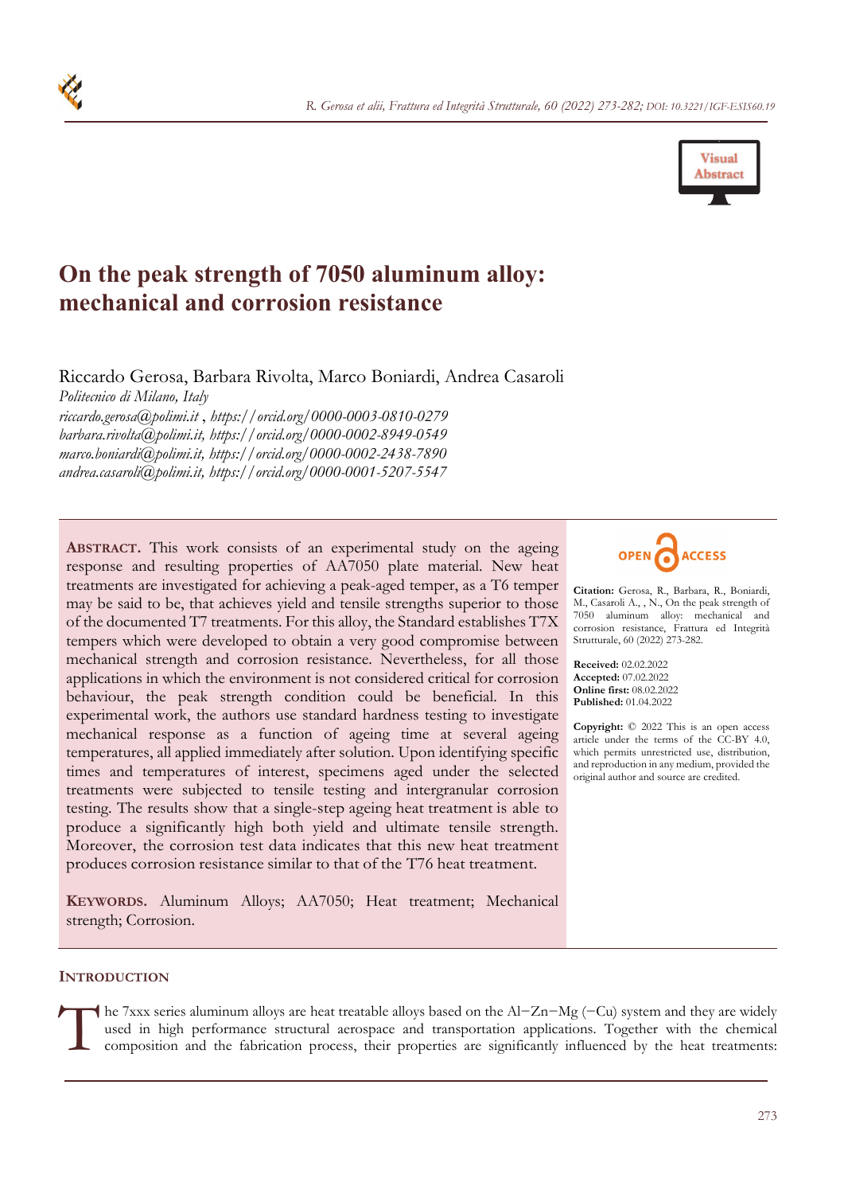# On the peak strength of 7050 aluminum alloy: mechanical and corrosion resistance

Riccardo Gerosa, Barbara Rivolta, Marco Boniardi, Andrea Casaroli

*Politecnico di Milano, Italy*

*riccardo.gerosa@polimi.it* , *https://orcid.org/0000-0003-0810-0279*
*barbara.rivolta@polimi.it, https://orcid.org/0000-0002-8949-0549*
*marco.boniardi@polimi.it, https://orcid.org/0000-0002-2438-7890*
*andrea.casaroli@polimi.it, https://orcid.org/0000-0001-5207-5547*

**ABSTRACT.** This work consists of an experimental study on the ageing response and resulting properties of AA7050 plate material. New heat treatments are investigated for achieving a peak-aged temper, as a T6 temper may be said to be, that achieves yield and tensile strengths superior to those of the documented T7 treatments. For this alloy, the Standard establishes T7X tempers which were developed to obtain a very good compromise between mechanical strength and corrosion resistance. Nevertheless, for all those applications in which the environment is not considered critical for corrosion behaviour, the peak strength condition could be beneficial. In this experimental work, the authors use standard hardness testing to investigate mechanical response as a function of ageing time at several ageing temperatures, all applied immediately after solution. Upon identifying specific times and temperatures of interest, specimens aged under the selected treatments were subjected to tensile testing and intergranular corrosion testing. The results show that a single-step ageing heat treatment is able to produce a significantly high both yield and ultimate tensile strength. Moreover, the corrosion test data indicates that this new heat treatment produces corrosion resistance similar to that of the T76 heat treatment.

**KEYWORDS.** Aluminum Alloys; AA7050; Heat treatment; Mechanical strength; Corrosion.

OPEN ACCESS

**Citation:** Gerosa, R., Barbara, R., Boniardi, M., Casaroli A., , N., On the peak strength of 7050 aluminum alloy: mechanical and corrosion resistance, Frattura ed Integrità Strutturale, 60 (2022) 273-282.

**Received:** 02.02.2022
**Accepted:** 07.02.2022
**Online first:** 08.02.2022
**Published:** 01.04.2022

**Copyright:** © 2022 This is an open access article under the terms of the CC-BY 4.0, which permits unrestricted use, distribution, and reproduction in any medium, provided the original author and source are credited.

## INTRODUCTION

The 7xxx series aluminum alloys are heat treatable alloys based on the Al−Zn−Mg (−Cu) system and they are widely used in high performance structural aerospace and transportation applications. Together with the chemical composition and the fabrication process, their properties are significantly influenced by the heat treatments: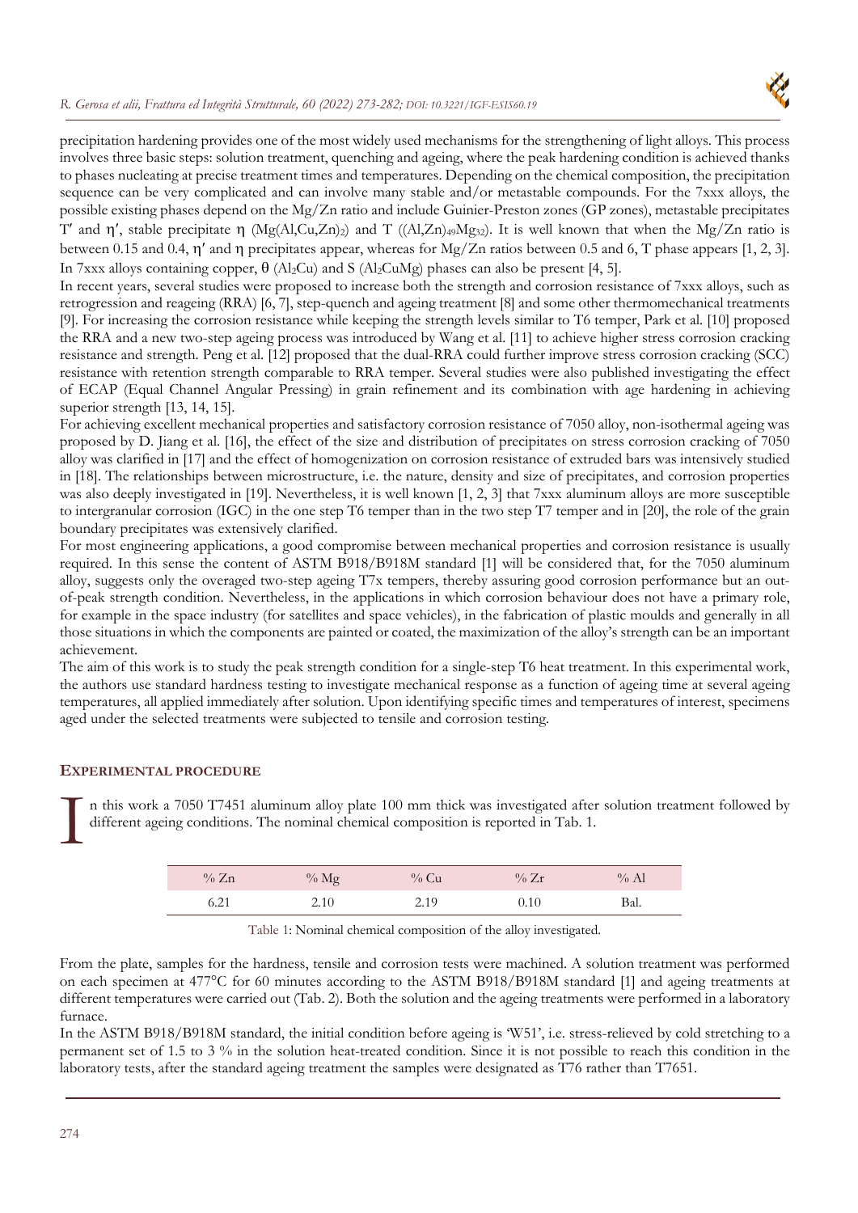precipitation hardening provides one of the most widely used mechanisms for the strengthening of light alloys. This process involves three basic steps: solution treatment, quenching and ageing, where the peak hardening condition is achieved thanks to phases nucleating at precise treatment times and temperatures. Depending on the chemical composition, the precipitation sequence can be very complicated and can involve many stable and/or metastable compounds. For the 7xxx alloys, the possible existing phases depend on the Mg/Zn ratio and include Guinier-Preston zones (GP zones), metastable precipitates T′ and η′, stable precipitate η ($Mg(Al,Cu,Zn)_2$) and T ($(Al,Zn)_{49}Mg_{32}$). It is well known that when the Mg/Zn ratio is between 0.15 and 0.4, η′ and η precipitates appear, whereas for Mg/Zn ratios between 0.5 and 6, T phase appears [1, 2, 3]. In 7xxx alloys containing copper, θ ($Al_2Cu$) and S ($Al_2CuMg$) phases can also be present [4, 5].

In recent years, several studies were proposed to increase both the strength and corrosion resistance of 7xxx alloys, such as retrogression and reageing (RRA) [6, 7], step-quench and ageing treatment [8] and some other thermomechanical treatments [9]. For increasing the corrosion resistance while keeping the strength levels similar to T6 temper, Park et al. [10] proposed the RRA and a new two-step ageing process was introduced by Wang et al. [11] to achieve higher stress corrosion cracking resistance and strength. Peng et al. [12] proposed that the dual-RRA could further improve stress corrosion cracking (SCC) resistance with retention strength comparable to RRA temper. Several studies were also published investigating the effect of ECAP (Equal Channel Angular Pressing) in grain refinement and its combination with age hardening in achieving superior strength [13, 14, 15].

For achieving excellent mechanical properties and satisfactory corrosion resistance of 7050 alloy, non-isothermal ageing was proposed by D. Jiang et al. [16], the effect of the size and distribution of precipitates on stress corrosion cracking of 7050 alloy was clarified in [17] and the effect of homogenization on corrosion resistance of extruded bars was intensively studied in [18]. The relationships between microstructure, i.e. the nature, density and size of precipitates, and corrosion properties was also deeply investigated in [19]. Nevertheless, it is well known [1, 2, 3] that 7xxx aluminum alloys are more susceptible to intergranular corrosion (IGC) in the one step T6 temper than in the two step T7 temper and in [20], the role of the grain boundary precipitates was extensively clarified.

For most engineering applications, a good compromise between mechanical properties and corrosion resistance is usually required. In this sense the content of ASTM B918/B918M standard [1] will be considered that, for the 7050 aluminum alloy, suggests only the overaged two-step ageing T7x tempers, thereby assuring good corrosion performance but an out-of-peak strength condition. Nevertheless, in the applications in which corrosion behaviour does not have a primary role, for example in the space industry (for satellites and space vehicles), in the fabrication of plastic moulds and generally in all those situations in which the components are painted or coated, the maximization of the alloy's strength can be an important achievement.

The aim of this work is to study the peak strength condition for a single-step T6 heat treatment. In this experimental work, the authors use standard hardness testing to investigate mechanical response as a function of ageing time at several ageing temperatures, all applied immediately after solution. Upon identifying specific times and temperatures of interest, specimens aged under the selected treatments were subjected to tensile and corrosion testing.

## EXPERIMENTAL PROCEDURE

In this work a 7050 T7451 aluminum alloy plate 100 mm thick was investigated after solution treatment followed by different ageing conditions. The nominal chemical composition is reported in Tab. 1.

| % Zn | % Mg | % Cu | % Zr | % Al |
|---|---|---|---|---|
| 6.21 | 2.10 | 2.19 | 0.10 | Bal. |

Table 1: Nominal chemical composition of the alloy investigated.

From the plate, samples for the hardness, tensile and corrosion tests were machined. A solution treatment was performed on each specimen at 477°C for 60 minutes according to the ASTM B918/B918M standard [1] and ageing treatments at different temperatures were carried out (Tab. 2). Both the solution and the ageing treatments were performed in a laboratory furnace.

In the ASTM B918/B918M standard, the initial condition before ageing is 'W51', i.e. stress-relieved by cold stretching to a permanent set of 1.5 to 3 % in the solution heat-treated condition. Since it is not possible to reach this condition in the laboratory tests, after the standard ageing treatment the samples were designated as T76 rather than T7651.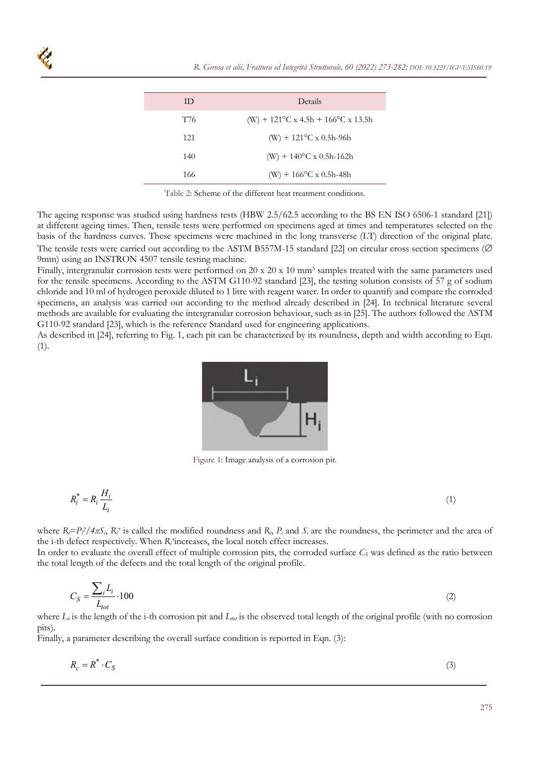| ID | Details |
|---|---|
| T76 | (W) + 121°C x 4.5h + 166°C x 13.5h |
| 121 | (W) + 121°C x 0.5h-96h |
| 140 | (W) + 140°C x 0.5h-162h |
| 166 | (W) + 166°C x 0.5h-48h |

Table 2: Scheme of the different heat treatment conditions.

The ageing response was studied using hardness tests (HBW 2.5/62.5 according to the BS EN ISO 6506-1 standard [21]) at different ageing times. Then, tensile tests were performed on specimens aged at times and temperatures selected on the basis of the hardness curves. These specimens were machined in the long transverse (LT) direction of the original plate. The tensile tests were carried out according to the ASTM B557M-15 standard [22] on circular cross section specimens (∅ 9mm) using an INSTRON 4507 tensile testing machine.

Finally, intergranular corrosion tests were performed on 20 x 20 x 10 mm$^3$ samples treated with the same parameters used for the tensile specimens. According to the ASTM G110-92 standard [23], the testing solution consists of 57 g of sodium chloride and 10 ml of hydrogen peroxide diluted to 1 litre with reagent water. In order to quantify and compare the corroded specimens, an analysis was carried out according to the method already described in [24]. In technical literature several methods are available for evaluating the intergranular corrosion behaviour, such as in [25]. The authors followed the ASTM G110-92 standard [23], which is the reference Standard used for engineering applications.

As described in [24], referring to Fig. 1, each pit can be characterized by its roundness, depth and width according to Eqn. (1).

Figure 1: Image analysis of a corrosion pit.

$$R_i^* = R_i \frac{H_i}{L_i} \tag{1}$$

where $R_i = P_i^2 / 4\pi S_i$, $R_i^*$ is called the modified roundness and $R_i$, $P_i$ and $S_i$ are the roundness, the perimeter and the area of the i-th defect respectively. When $R_i^*$ increases, the local notch effect increases.

In order to evaluate the overall effect of multiple corrosion pits, the corroded surface $C_S$ was defined as the ratio between the total length of the defects and the total length of the original profile.

$$C_S = \frac{\sum_i L_i}{L_{tot}} \cdot 100 \tag{2}$$

where $L_i$ is the length of the i-th corrosion pit and $L_{tot}$ is the observed total length of the original profile (with no corrosion pits).

Finally, a parameter describing the overall surface condition is reported in Eqn. (3):

$$R_c = R^* \cdot C_S \tag{3}$$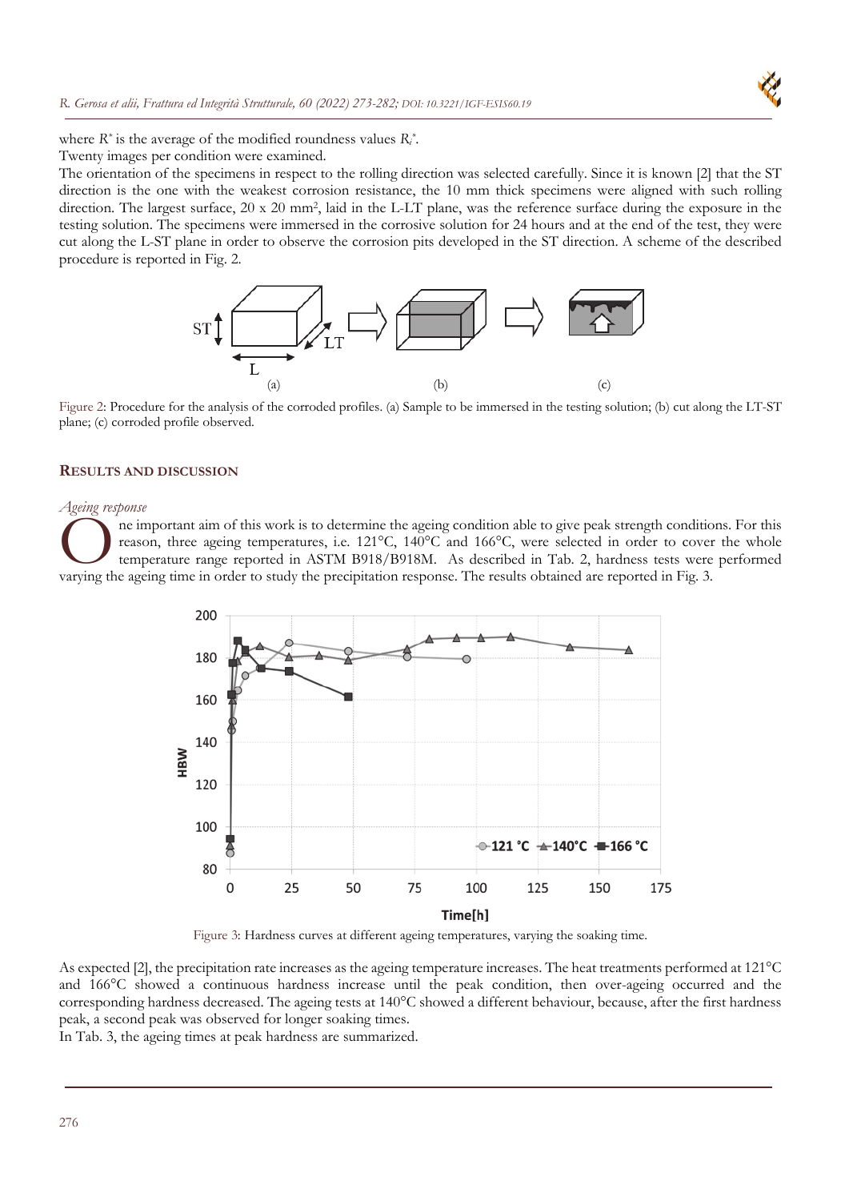where $R^*$ is the average of the modified roundness values $R_i^*$.

Twenty images per condition were examined.

The orientation of the specimens in respect to the rolling direction was selected carefully. Since it is known [2] that the ST direction is the one with the weakest corrosion resistance, the 10 mm thick specimens were aligned with such rolling direction. The largest surface, 20 x 20 mm$^2$, laid in the L-LT plane, was the reference surface during the exposure in the testing solution. The specimens were immersed in the corrosive solution for 24 hours and at the end of the test, they were cut along the L-ST plane in order to observe the corrosion pits developed in the ST direction. A scheme of the described procedure is reported in Fig. 2.

Figure 2: Procedure for the analysis of the corroded profiles. (a) Sample to be immersed in the testing solution; (b) cut along the LT-ST plane; (c) corroded profile observed.

## RESULTS AND DISCUSSION

### *Ageing response*

One important aim of this work is to determine the ageing condition able to give peak strength conditions. For this reason, three ageing temperatures, i.e. 121°C, 140°C and 166°C, were selected in order to cover the whole temperature range reported in ASTM B918/B918M. As described in Tab. 2, hardness tests were performed varying the ageing time in order to study the precipitation response. The results obtained are reported in Fig. 3.

Figure 3: Hardness curves at different ageing temperatures, varying the soaking time.

As expected [2], the precipitation rate increases as the ageing temperature increases. The heat treatments performed at 121°C and 166°C showed a continuous hardness increase until the peak condition, then over-ageing occurred and the corresponding hardness decreased. The ageing tests at 140°C showed a different behaviour, because, after the first hardness peak, a second peak was observed for longer soaking times.

In Tab. 3, the ageing times at peak hardness are summarized.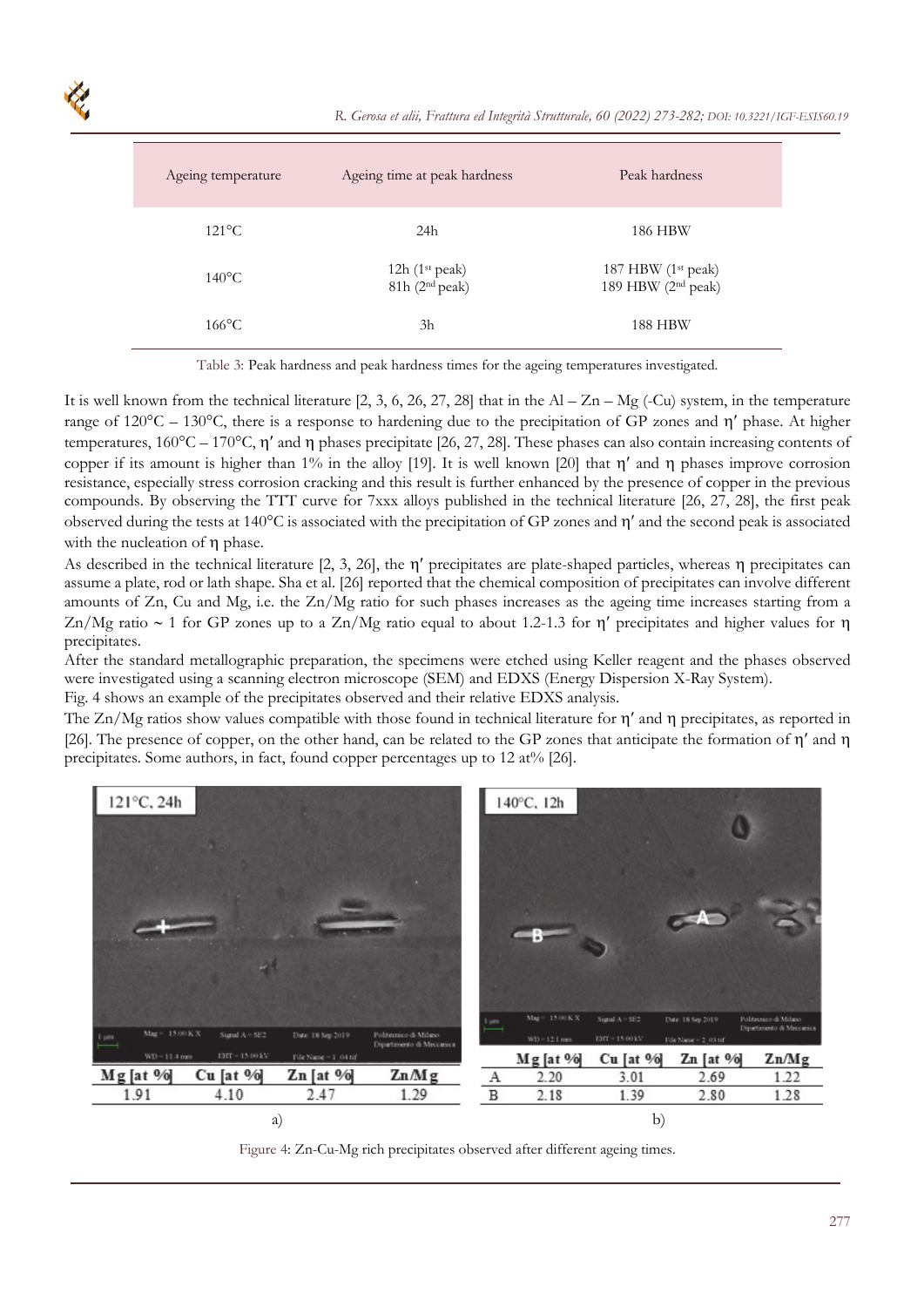| Ageing temperature | Ageing time at peak hardness | Peak hardness |
|---|---|---|
| 121°C | 24h | 186 HBW |
| 140°C | 12h (1st peak)<br>81h (2nd peak) | 187 HBW (1st peak)<br>189 HBW (2nd peak) |
| 166°C | 3h | 188 HBW |

Table 3: Peak hardness and peak hardness times for the ageing temperatures investigated.

It is well known from the technical literature [2, 3, 6, 26, 27, 28] that in the Al – Zn – Mg (-Cu) system, in the temperature range of 120°C – 130°C, there is a response to hardening due to the precipitation of GP zones and η′ phase. At higher temperatures, 160°C – 170°C, η′ and η phases precipitate [26, 27, 28]. These phases can also contain increasing contents of copper if its amount is higher than 1% in the alloy [19]. It is well known [20] that η′ and η phases improve corrosion resistance, especially stress corrosion cracking and this result is further enhanced by the presence of copper in the previous compounds. By observing the TTT curve for 7xxx alloys published in the technical literature [26, 27, 28], the first peak observed during the tests at 140°C is associated with the precipitation of GP zones and η′ and the second peak is associated with the nucleation of η phase.

As described in the technical literature [2, 3, 26], the η′ precipitates are plate-shaped particles, whereas η precipitates can assume a plate, rod or lath shape. Sha et al. [26] reported that the chemical composition of precipitates can involve different amounts of Zn, Cu and Mg, i.e. the Zn/Mg ratio for such phases increases as the ageing time increases starting from a Zn/Mg ratio ~ 1 for GP zones up to a Zn/Mg ratio equal to about 1.2-1.3 for η′ precipitates and higher values for η precipitates.

After the standard metallographic preparation, the specimens were etched using Keller reagent and the phases observed were investigated using a scanning electron microscope (SEM) and EDXS (Energy Dispersion X-Ray System).

Fig. 4 shows an example of the precipitates observed and their relative EDXS analysis.

The Zn/Mg ratios show values compatible with those found in technical literature for η′ and η precipitates, as reported in [26]. The presence of copper, on the other hand, can be related to the GP zones that anticipate the formation of η′ and η precipitates. Some authors, in fact, found copper percentages up to 12 at% [26].

a) 121°C, 24h

| Mg [at %] | Cu [at %] | Zn [at %] | Zn/Mg |
|---|---|---|---|
| 1.91 | 4.10 | 2.47 | 1.29 |

b) 140°C, 12h

| | Mg [at %] | Cu [at %] | Zn [at %] | Zn/Mg |
|---|---|---|---|---|
| A | 2.20 | 3.01 | 2.69 | 1.22 |
| B | 2.18 | 1.39 | 2.80 | 1.28 |

Figure 4: Zn-Cu-Mg rich precipitates observed after different ageing times.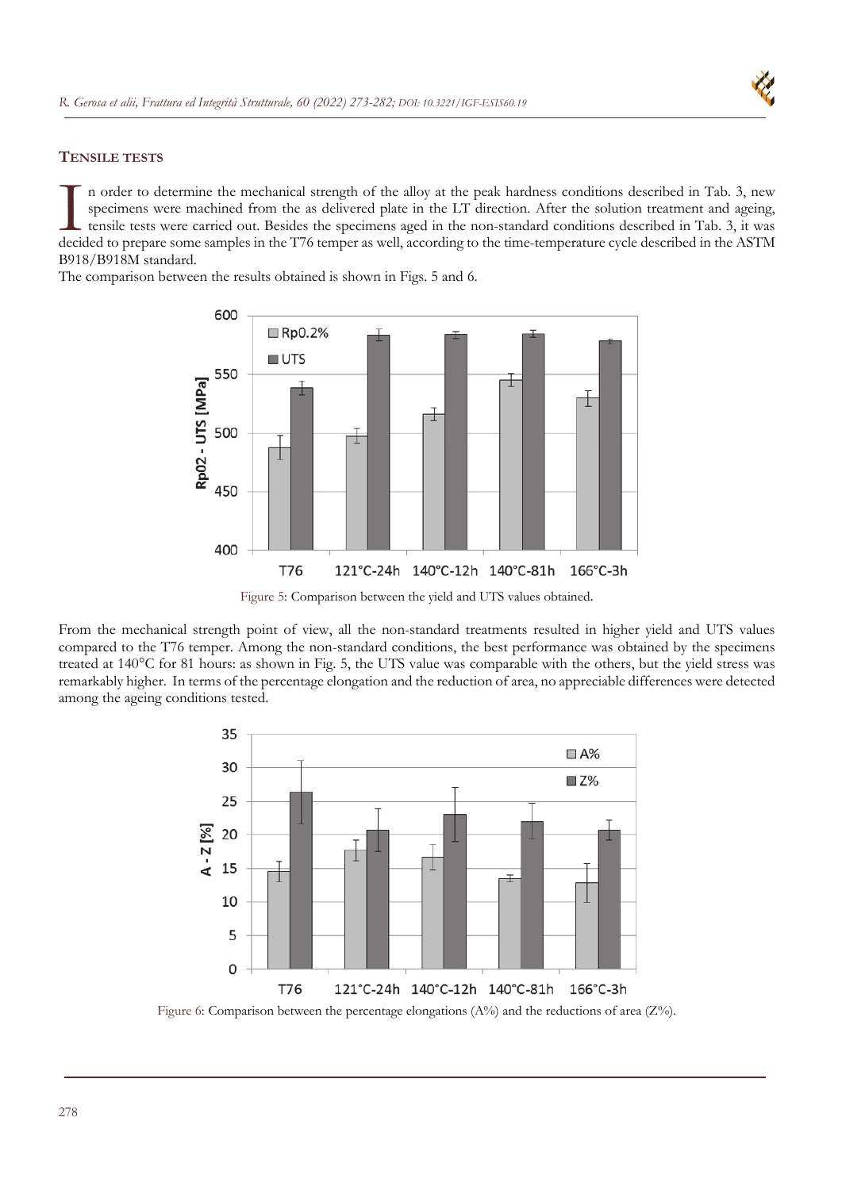## TENSILE TESTS

In order to determine the mechanical strength of the alloy at the peak hardness conditions described in Tab. 3, new specimens were machined from the as delivered plate in the LT direction. After the solution treatment and ageing, tensile tests were carried out. Besides the specimens aged in the non-standard conditions described in Tab. 3, it was decided to prepare some samples in the T76 temper as well, according to the time-temperature cycle described in the ASTM B918/B918M standard.

The comparison between the results obtained is shown in Figs. 5 and 6.

Figure 5: Comparison between the yield and UTS values obtained.

From the mechanical strength point of view, all the non-standard treatments resulted in higher yield and UTS values compared to the T76 temper. Among the non-standard conditions, the best performance was obtained by the specimens treated at 140°C for 81 hours: as shown in Fig. 5, the UTS value was comparable with the others, but the yield stress was remarkably higher. In terms of the percentage elongation and the reduction of area, no appreciable differences were detected among the ageing conditions tested.

Figure 6: Comparison between the percentage elongations (A%) and the reductions of area (Z%).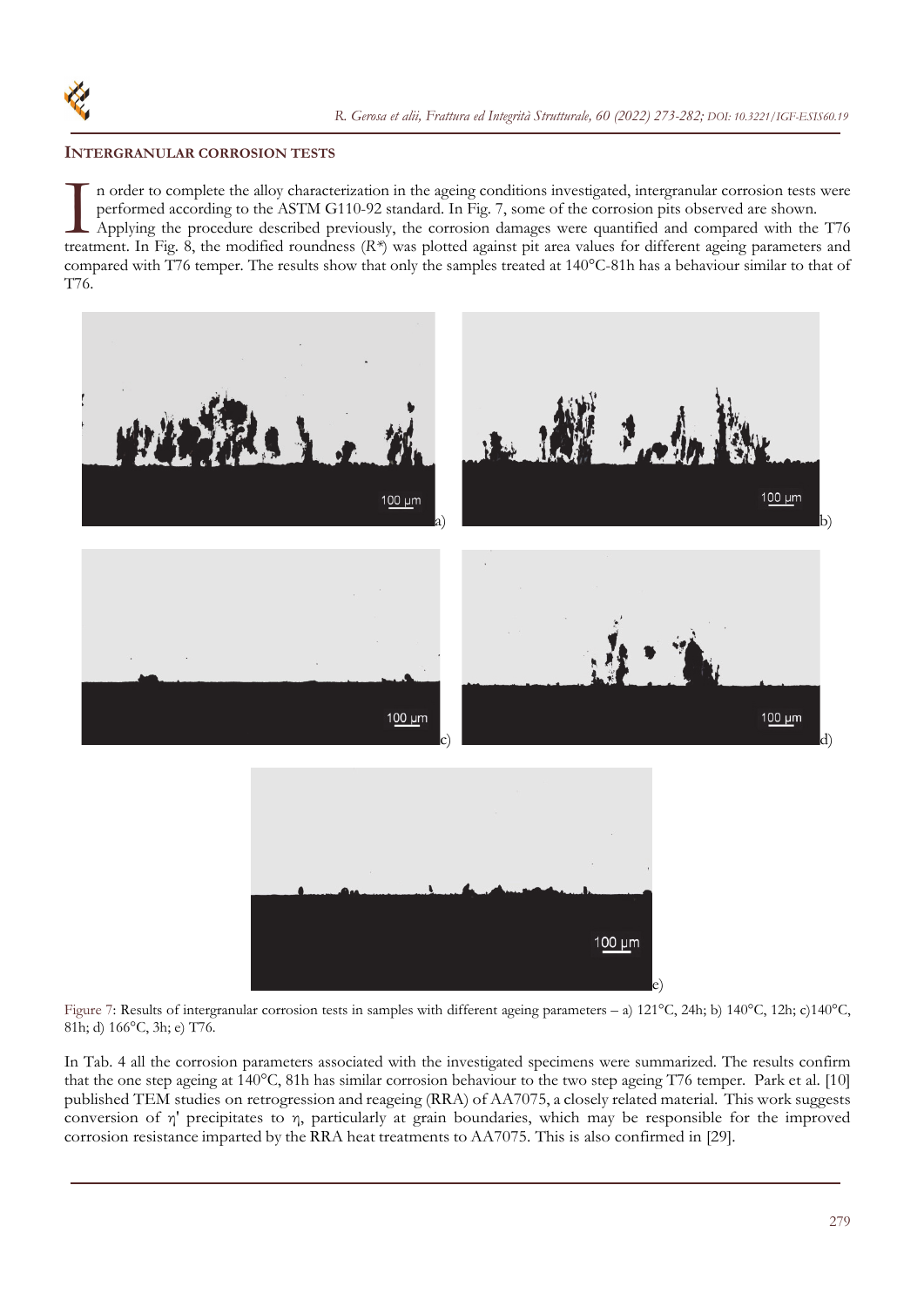## INTERGRANULAR CORROSION TESTS

In order to complete the alloy characterization in the ageing conditions investigated, intergranular corrosion tests were performed according to the ASTM G110-92 standard. In Fig. 7, some of the corrosion pits observed are shown.

Applying the procedure described previously, the corrosion damages were quantified and compared with the T76 treatment. In Fig. 8, the modified roundness ($R^*$) was plotted against pit area values for different ageing parameters and compared with T76 temper. The results show that only the samples treated at 140°C-81h has a behaviour similar to that of T76.

Figure 7: Results of intergranular corrosion tests in samples with different ageing parameters – a) 121°C, 24h; b) 140°C, 12h; c)140°C, 81h; d) 166°C, 3h; e) T76.

In Tab. 4 all the corrosion parameters associated with the investigated specimens were summarized. The results confirm that the one step ageing at 140°C, 81h has similar corrosion behaviour to the two step ageing T76 temper. Park et al. [10] published TEM studies on retrogression and reageing (RRA) of AA7075, a closely related material. This work suggests conversion of $\eta'$ precipitates to $\eta$, particularly at grain boundaries, which may be responsible for the improved corrosion resistance imparted by the RRA heat treatments to AA7075. This is also confirmed in [29].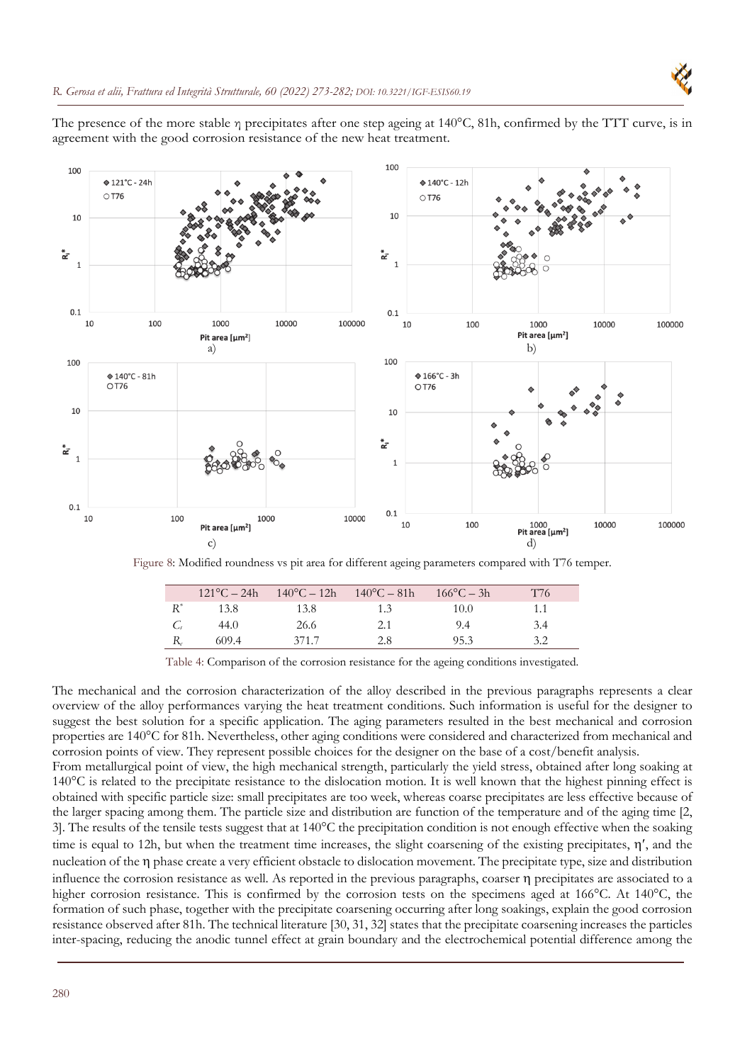The presence of the more stable η precipitates after one step ageing at 140°C, 81h, confirmed by the TTT curve, is in agreement with the good corrosion resistance of the new heat treatment.

Figure 8: Modified roundness vs pit area for different ageing parameters compared with T76 temper.

| | 121°C – 24h | 140°C – 12h | 140°C – 81h | 166°C – 3h | T76 |
|---|---|---|---|---|---|
| $R^*$ | 13.8 | 13.8 | 1.3 | 10.0 | 1.1 |
| $C_s$ | 44.0 | 26.6 | 2.1 | 9.4 | 3.4 |
| $R_c$ | 609.4 | 371.7 | 2.8 | 95.3 | 3.2 |

Table 4: Comparison of the corrosion resistance for the ageing conditions investigated.

The mechanical and the corrosion characterization of the alloy described in the previous paragraphs represents a clear overview of the alloy performances varying the heat treatment conditions. Such information is useful for the designer to suggest the best solution for a specific application. The aging parameters resulted in the best mechanical and corrosion properties are 140°C for 81h. Nevertheless, other aging conditions were considered and characterized from mechanical and corrosion points of view. They represent possible choices for the designer on the base of a cost/benefit analysis.

From metallurgical point of view, the high mechanical strength, particularly the yield stress, obtained after long soaking at 140°C is related to the precipitate resistance to the dislocation motion. It is well known that the highest pinning effect is obtained with specific particle size: small precipitates are too week, whereas coarse precipitates are less effective because of the larger spacing among them. The particle size and distribution are function of the temperature and of the aging time [2, 3]. The results of the tensile tests suggest that at 140°C the precipitation condition is not enough effective when the soaking time is equal to 12h, but when the treatment time increases, the slight coarsening of the existing precipitates, η′, and the nucleation of the η phase create a very efficient obstacle to dislocation movement. The precipitate type, size and distribution influence the corrosion resistance as well. As reported in the previous paragraphs, coarser η precipitates are associated to a higher corrosion resistance. This is confirmed by the corrosion tests on the specimens aged at 166°C. At 140°C, the formation of such phase, together with the precipitate coarsening occurring after long soakings, explain the good corrosion resistance observed after 81h. The technical literature [30, 31, 32] states that the precipitate coarsening increases the particles inter-spacing, reducing the anodic tunnel effect at grain boundary and the electrochemical potential difference among the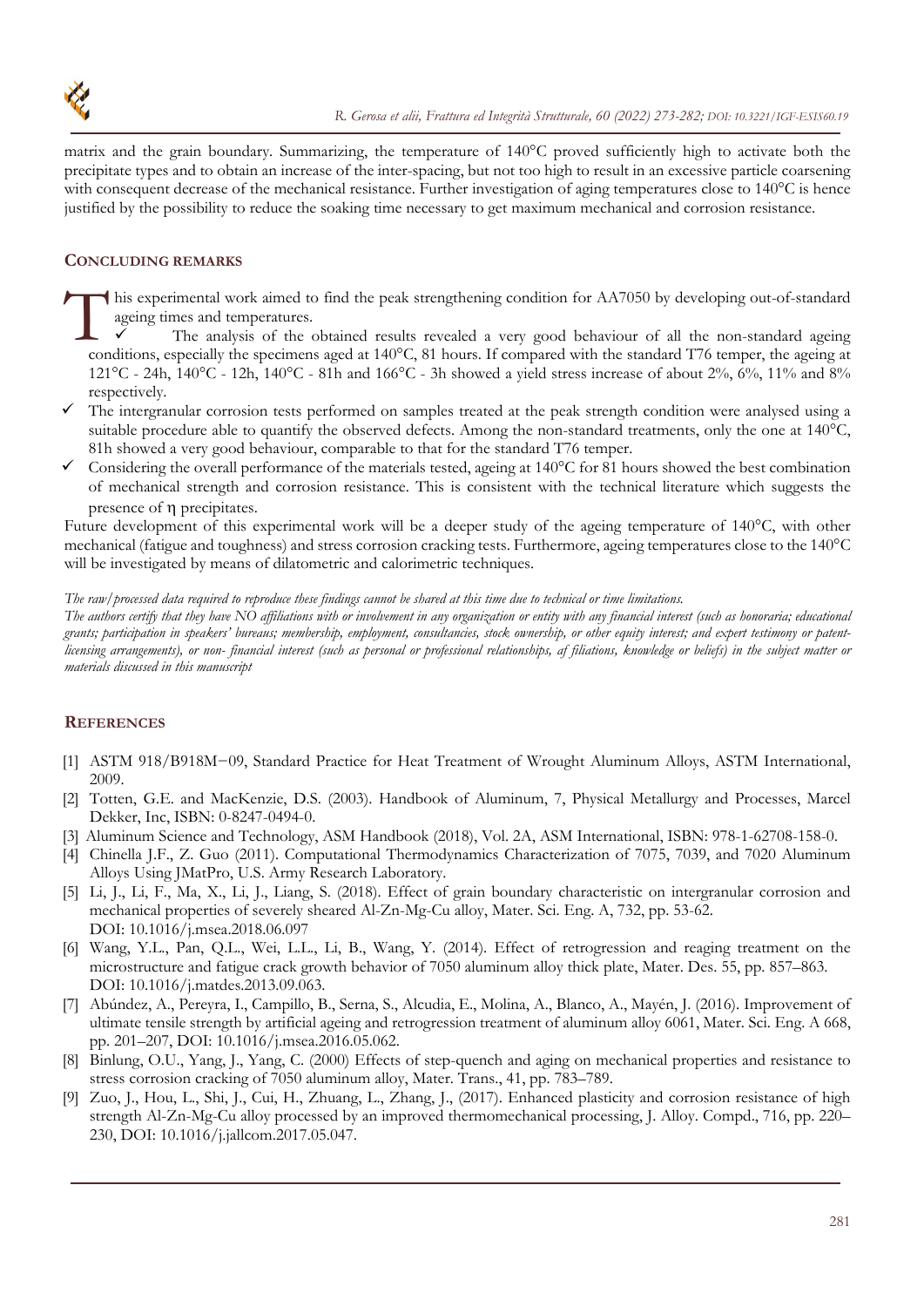matrix and the grain boundary. Summarizing, the temperature of 140°C proved sufficiently high to activate both the precipitate types and to obtain an increase of the inter-spacing, but not too high to result in an excessive particle coarsening with consequent decrease of the mechanical resistance. Further investigation of aging temperatures close to 140°C is hence justified by the possibility to reduce the soaking time necessary to get maximum mechanical and corrosion resistance.

## CONCLUDING REMARKS

This experimental work aimed to find the peak strengthening condition for AA7050 by developing out-of-standard ageing times and temperatures.

- ✓ The analysis of the obtained results revealed a very good behaviour of all the non-standard ageing conditions, especially the specimens aged at 140°C, 81 hours. If compared with the standard T76 temper, the ageing at 121°C - 24h, 140°C - 12h, 140°C - 81h and 166°C - 3h showed a yield stress increase of about 2%, 6%, 11% and 8% respectively.
- ✓ The intergranular corrosion tests performed on samples treated at the peak strength condition were analysed using a suitable procedure able to quantify the observed defects. Among the non-standard treatments, only the one at 140°C, 81h showed a very good behaviour, comparable to that for the standard T76 temper.
- ✓ Considering the overall performance of the materials tested, ageing at 140°C for 81 hours showed the best combination of mechanical strength and corrosion resistance. This is consistent with the technical literature which suggests the presence of η precipitates.

Future development of this experimental work will be a deeper study of the ageing temperature of 140°C, with other mechanical (fatigue and toughness) and stress corrosion cracking tests. Furthermore, ageing temperatures close to the 140°C will be investigated by means of dilatometric and calorimetric techniques.

*The raw/processed data required to reproduce these findings cannot be shared at this time due to technical or time limitations.*

*The authors certify that they have NO affiliations with or involvement in any organization or entity with any financial interest (such as honoraria; educational grants; participation in speakers' bureaus; membership, employment, consultancies, stock ownership, or other equity interest; and expert testimony or patent-licensing arrangements), or non- financial interest (such as personal or professional relationships, af filiations, knowledge or beliefs) in the subject matter or materials discussed in this manuscript*

## REFERENCES

[1] ASTM 918/B918M−09, Standard Practice for Heat Treatment of Wrought Aluminum Alloys, ASTM International, 2009.

[2] Totten, G.E. and MacKenzie, D.S. (2003). Handbook of Aluminum, 7, Physical Metallurgy and Processes, Marcel Dekker, Inc, ISBN: 0-8247-0494-0.

[3] Aluminum Science and Technology, ASM Handbook (2018), Vol. 2A, ASM International, ISBN: 978-1-62708-158-0.

[4] Chinella J.F., Z. Guo (2011). Computational Thermodynamics Characterization of 7075, 7039, and 7020 Aluminum Alloys Using JMatPro, U.S. Army Research Laboratory.

[5] Li, J., Li, F., Ma, X., Li, J., Liang, S. (2018). Effect of grain boundary characteristic on intergranular corrosion and mechanical properties of severely sheared Al-Zn-Mg-Cu alloy, Mater. Sci. Eng. A, 732, pp. 53-62. DOI: 10.1016/j.msea.2018.06.097

[6] Wang, Y.L., Pan, Q.L., Wei, L.L., Li, B., Wang, Y. (2014). Effect of retrogression and reaging treatment on the microstructure and fatigue crack growth behavior of 7050 aluminum alloy thick plate, Mater. Des. 55, pp. 857–863. DOI: 10.1016/j.matdes.2013.09.063.

[7] Abúndez, A., Pereyra, I., Campillo, B., Serna, S., Alcudia, E., Molina, A., Blanco, A., Mayén, J. (2016). Improvement of ultimate tensile strength by artificial ageing and retrogression treatment of aluminum alloy 6061, Mater. Sci. Eng. A 668, pp. 201–207, DOI: 10.1016/j.msea.2016.05.062.

[8] Binlung, O.U., Yang, J., Yang, C. (2000) Effects of step-quench and aging on mechanical properties and resistance to stress corrosion cracking of 7050 aluminum alloy, Mater. Trans., 41, pp. 783–789.

[9] Zuo, J., Hou, L., Shi, J., Cui, H., Zhuang, L., Zhang, J., (2017). Enhanced plasticity and corrosion resistance of high strength Al-Zn-Mg-Cu alloy processed by an improved thermomechanical processing, J. Alloy. Compd., 716, pp. 220–230, DOI: 10.1016/j.jallcom.2017.05.047.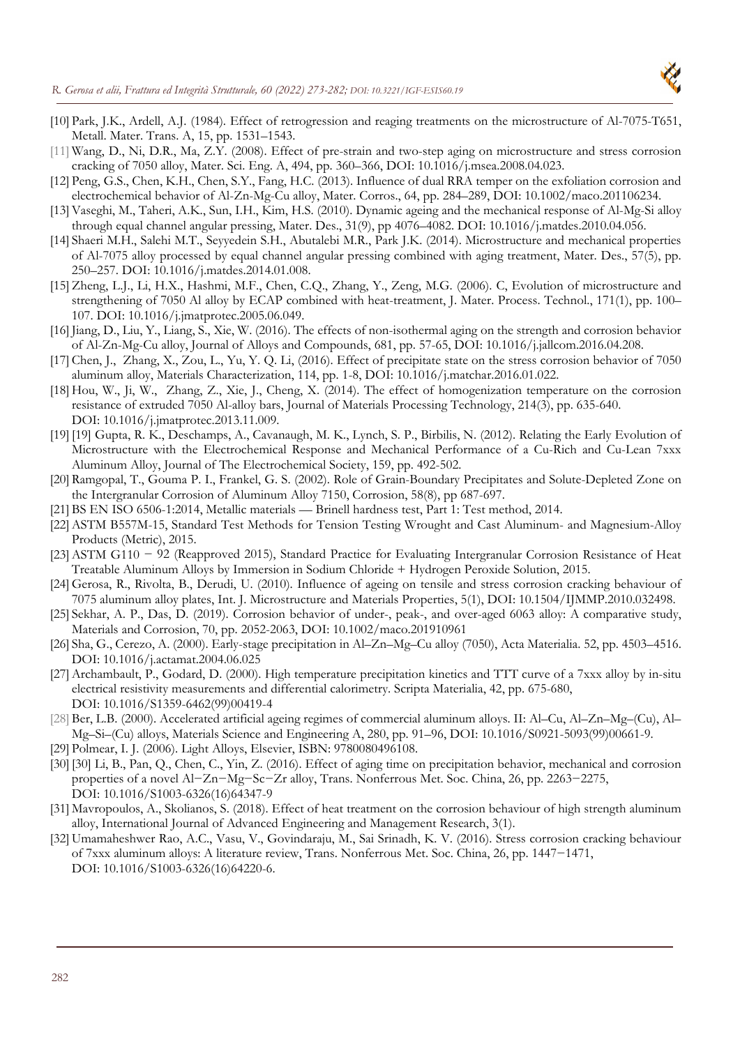[10] Park, J.K., Ardell, A.J. (1984). Effect of retrogression and reaging treatments on the microstructure of Al-7075-T651, Metall. Mater. Trans. A, 15, pp. 1531–1543.

[11] Wang, D., Ni, D.R., Ma, Z.Y. (2008). Effect of pre-strain and two-step aging on microstructure and stress corrosion cracking of 7050 alloy, Mater. Sci. Eng. A, 494, pp. 360–366, DOI: 10.1016/j.msea.2008.04.023.

[12] Peng, G.S., Chen, K.H., Chen, S.Y., Fang, H.C. (2013). Influence of dual RRA temper on the exfoliation corrosion and electrochemical behavior of Al-Zn-Mg-Cu alloy, Mater. Corros., 64, pp. 284–289, DOI: 10.1002/maco.201106234.

[13] Vaseghi, M., Taheri, A.K., Sun, I.H., Kim, H.S. (2010). Dynamic ageing and the mechanical response of Al-Mg-Si alloy through equal channel angular pressing, Mater. Des., 31(9), pp 4076–4082. DOI: 10.1016/j.matdes.2010.04.056.

[14] Shaeri M.H., Salehi M.T., Seyyedein S.H., Abutalebi M.R., Park J.K. (2014). Microstructure and mechanical properties of Al-7075 alloy processed by equal channel angular pressing combined with aging treatment, Mater. Des., 57(5), pp. 250–257. DOI: 10.1016/j.matdes.2014.01.008.

[15] Zheng, L.J., Li, H.X., Hashmi, M.F., Chen, C.Q., Zhang, Y., Zeng, M.G. (2006). C, Evolution of microstructure and strengthening of 7050 Al alloy by ECAP combined with heat-treatment, J. Mater. Process. Technol., 171(1), pp. 100–107. DOI: 10.1016/j.jmatprotec.2005.06.049.

[16] Jiang, D., Liu, Y., Liang, S., Xie, W. (2016). The effects of non-isothermal aging on the strength and corrosion behavior of Al-Zn-Mg-Cu alloy, Journal of Alloys and Compounds, 681, pp. 57-65, DOI: 10.1016/j.jallcom.2016.04.208.

[17] Chen, J., Zhang, X., Zou, L., Yu, Y. Q. Li, (2016). Effect of precipitate state on the stress corrosion behavior of 7050 aluminum alloy, Materials Characterization, 114, pp. 1-8, DOI: 10.1016/j.matchar.2016.01.022.

[18] Hou, W., Ji, W., Zhang, Z., Xie, J., Cheng, X. (2014). The effect of homogenization temperature on the corrosion resistance of extruded 7050 Al-alloy bars, Journal of Materials Processing Technology, 214(3), pp. 635-640. DOI: 10.1016/j.jmatprotec.2013.11.009.

[19] [19] Gupta, R. K., Deschamps, A., Cavanaugh, M. K., Lynch, S. P., Birbilis, N. (2012). Relating the Early Evolution of Microstructure with the Electrochemical Response and Mechanical Performance of a Cu-Rich and Cu-Lean 7xxx Aluminum Alloy, Journal of The Electrochemical Society, 159, pp. 492-502.

[20] Ramgopal, T., Gouma P. I., Frankel, G. S. (2002). Role of Grain-Boundary Precipitates and Solute-Depleted Zone on the Intergranular Corrosion of Aluminum Alloy 7150, Corrosion, 58(8), pp 687-697.

[21] BS EN ISO 6506-1:2014, Metallic materials — Brinell hardness test, Part 1: Test method, 2014.

[22] ASTM B557M-15, Standard Test Methods for Tension Testing Wrought and Cast Aluminum- and Magnesium-Alloy Products (Metric), 2015.

[23] ASTM G110 − 92 (Reapproved 2015), Standard Practice for Evaluating Intergranular Corrosion Resistance of Heat Treatable Aluminum Alloys by Immersion in Sodium Chloride + Hydrogen Peroxide Solution, 2015.

[24] Gerosa, R., Rivolta, B., Derudi, U. (2010). Influence of ageing on tensile and stress corrosion cracking behaviour of 7075 aluminum alloy plates, Int. J. Microstructure and Materials Properties, 5(1), DOI: 10.1504/IJMMP.2010.032498.

[25] Sekhar, A. P., Das, D. (2019). Corrosion behavior of under-, peak-, and over-aged 6063 alloy: A comparative study, Materials and Corrosion, 70, pp. 2052-2063, DOI: 10.1002/maco.201910961

[26] Sha, G., Cerezo, A. (2000). Early-stage precipitation in Al–Zn–Mg–Cu alloy (7050), Acta Materialia. 52, pp. 4503–4516. DOI: 10.1016/j.actamat.2004.06.025

[27] Archambault, P., Godard, D. (2000). High temperature precipitation kinetics and TTT curve of a 7xxx alloy by in-situ electrical resistivity measurements and differential calorimetry. Scripta Materialia, 42, pp. 675-680, DOI: 10.1016/S1359-6462(99)00419-4

[28] Ber, L.B. (2000). Accelerated artificial ageing regimes of commercial aluminum alloys. II: Al–Cu, Al–Zn–Mg–(Cu), Al–Mg–Si–(Cu) alloys, Materials Science and Engineering A, 280, pp. 91–96, DOI: 10.1016/S0921-5093(99)00661-9.

[29] Polmear, I. J. (2006). Light Alloys, Elsevier, ISBN: 9780080496108.

[30] [30] Li, B., Pan, Q., Chen, C., Yin, Z. (2016). Effect of aging time on precipitation behavior, mechanical and corrosion properties of a novel Al−Zn−Mg−Sc−Zr alloy, Trans. Nonferrous Met. Soc. China, 26, pp. 2263−2275, DOI: 10.1016/S1003-6326(16)64347-9

[31] Mavropoulos, A., Skolianos, S. (2018). Effect of heat treatment on the corrosion behaviour of high strength aluminum alloy, International Journal of Advanced Engineering and Management Research, 3(1).

[32] Umamaheshwer Rao, A.C., Vasu, V., Govindaraju, M., Sai Srinadh, K. V. (2016). Stress corrosion cracking behaviour of 7xxx aluminum alloys: A literature review, Trans. Nonferrous Met. Soc. China, 26, pp. 1447−1471, DOI: 10.1016/S1003-6326(16)64220-6.